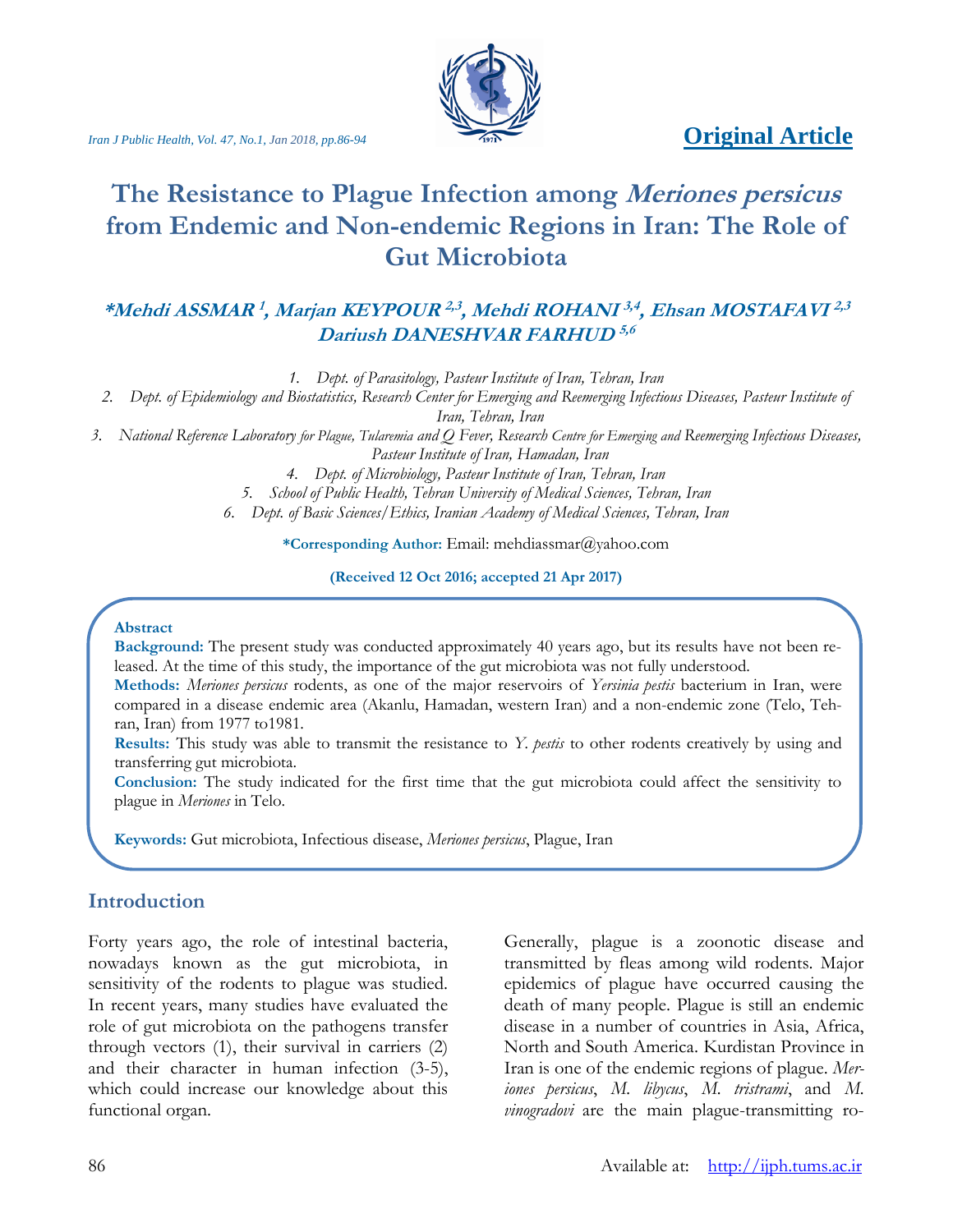Original Article

# The Resistance to Plague Infection among *Meriones persicus* from Endemic and Non-endemic Regions in Iran: The Role of Gut Microbiota

***Mehdi ASSMAR [1], Marjan KEYPOUR [2,3], Mehdi ROHANI [3,4], Ehsan MOSTAFAVI [2,3] Dariush DANESHVAR FARHUD [5,6]***

1. *Dept. of Parasitology, Pasteur Institute of Iran, Tehran, Iran*
2. *Dept. of Epidemiology and Biostatistics, Research Center for Emerging and Reemerging Infectious Diseases, Pasteur Institute of Iran, Tehran, Iran*
3. *National Reference Laboratory for Plague, Tularemia and Q Fever, Research Centre for Emerging and Reemerging Infectious Diseases, Pasteur Institute of Iran, Hamadan, Iran*
4. *Dept. of Microbiology, Pasteur Institute of Iran, Tehran, Iran*
5. *School of Public Health, Tehran University of Medical Sciences, Tehran, Iran*
6. *Dept. of Basic Sciences/Ethics, Iranian Academy of Medical Sciences, Tehran, Iran*

**\*Corresponding Author:** Email: mehdiassmar@yahoo.com

**(Received 12 Oct 2016; accepted 21 Apr 2017)**

**Abstract**

**Background:** The present study was conducted approximately 40 years ago, but its results have not been released. At the time of this study, the importance of the gut microbiota was not fully understood.

**Methods:** *Meriones persicus* rodents, as one of the major reservoirs of *Yersinia pestis* bacterium in Iran, were compared in a disease endemic area (Akanlu, Hamadan, western Iran) and a non-endemic zone (Telo, Tehran, Iran) from 1977 to1981.

**Results:** This study was able to transmit the resistance to *Y. pestis* to other rodents creatively by using and transferring gut microbiota.

**Conclusion:** The study indicated for the first time that the gut microbiota could affect the sensitivity to plague in *Meriones* in Telo.

**Keywords:** Gut microbiota, Infectious disease, *Meriones persicus*, Plague, Iran

## Introduction

Forty years ago, the role of intestinal bacteria, nowadays known as the gut microbiota, in sensitivity of the rodents to plague was studied. In recent years, many studies have evaluated the role of gut microbiota on the pathogens transfer through vectors (1), their survival in carriers (2) and their character in human infection (3-5), which could increase our knowledge about this functional organ.

Generally, plague is a zoonotic disease and transmitted by fleas among wild rodents. Major epidemics of plague have occurred causing the death of many people. Plague is still an endemic disease in a number of countries in Asia, Africa, North and South America. Kurdistan Province in Iran is one of the endemic regions of plague. *Meriones persicus*, *M. libycus*, *M. tristrami*, and *M. vinogradovi* are the main plague-transmitting ro-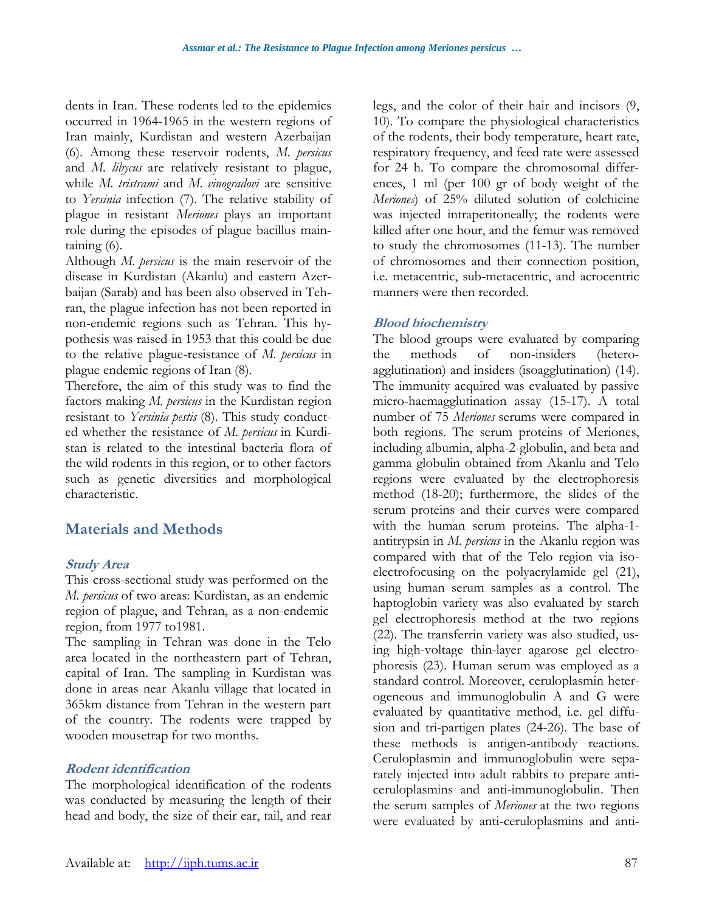dents in Iran. These rodents led to the epidemics occurred in 1964-1965 in the western regions of Iran mainly, Kurdistan and western Azerbaijan (6). Among these reservoir rodents, *M. persicus* and *M. libycus* are relatively resistant to plague, while *M. tristrami* and *M. vinogradovi* are sensitive to *Yersinia* infection (7). The relative stability of plague in resistant *Meriones* plays an important role during the episodes of plague bacillus maintaining (6).

Although *M. persicus* is the main reservoir of the disease in Kurdistan (Akanlu) and eastern Azerbaijan (Sarab) and has been also observed in Tehran, the plague infection has not been reported in non-endemic regions such as Tehran. This hypothesis was raised in 1953 that this could be due to the relative plague-resistance of *M. persicus* in plague endemic regions of Iran (8).

Therefore, the aim of this study was to find the factors making *M. persicus* in the Kurdistan region resistant to *Yersinia pestis* (8). This study conducted whether the resistance of *M. persicus* in Kurdistan is related to the intestinal bacteria flora of the wild rodents in this region, or to other factors such as genetic diversities and morphological characteristic.

## Materials and Methods

### Study Area

This cross-sectional study was performed on the *M. persicus* of two areas: Kurdistan, as an endemic region of plague, and Tehran, as a non-endemic region, from 1977 to1981.

The sampling in Tehran was done in the Telo area located in the northeastern part of Tehran, capital of Iran. The sampling in Kurdistan was done in areas near Akanlu village that located in 365km distance from Tehran in the western part of the country. The rodents were trapped by wooden mousetrap for two months.

### Rodent identification

The morphological identification of the rodents was conducted by measuring the length of their head and body, the size of their ear, tail, and rear legs, and the color of their hair and incisors (9, 10). To compare the physiological characteristics of the rodents, their body temperature, heart rate, respiratory frequency, and feed rate were assessed for 24 h. To compare the chromosomal differences, 1 ml (per 100 gr of body weight of the *Meriones*) of 25% diluted solution of colchicine was injected intraperitoneally; the rodents were killed after one hour, and the femur was removed to study the chromosomes (11-13). The number of chromosomes and their connection position, i.e. metacentric, sub-metacentric, and acrocentric manners were then recorded.

### Blood biochemistry

The blood groups were evaluated by comparing the methods of non-insiders (hetero-agglutination) and insiders (isoagglutination) (14). The immunity acquired was evaluated by passive micro-haemagglutination assay (15-17). A total number of 75 *Meriones* serums were compared in both regions. The serum proteins of Meriones, including albumin, alpha-2-globulin, and beta and gamma globulin obtained from Akanlu and Telo regions were evaluated by the electrophoresis method (18-20); furthermore, the slides of the serum proteins and their curves were compared with the human serum proteins. The alpha-1-antitrypsin in *M. persicus* in the Akanlu region was compared with that of the Telo region via iso-electrofocusing on the polyacrylamide gel (21), using human serum samples as a control. The haptoglobin variety was also evaluated by starch gel electrophoresis method at the two regions (22). The transferrin variety was also studied, using high-voltage thin-layer agarose gel electrophoresis (23). Human serum was employed as a standard control. Moreover, ceruloplasmin heterogeneous and immunoglobulin A and G were evaluated by quantitative method, i.e. gel diffusion and tri-partigen plates (24-26). The base of these methods is antigen-antibody reactions. Ceruloplasmin and immunoglobulin were separately injected into adult rabbits to prepare anti-ceruloplasmins and anti-immunoglobulin. Then the serum samples of *Meriones* at the two regions were evaluated by anti-ceruloplasmins and anti-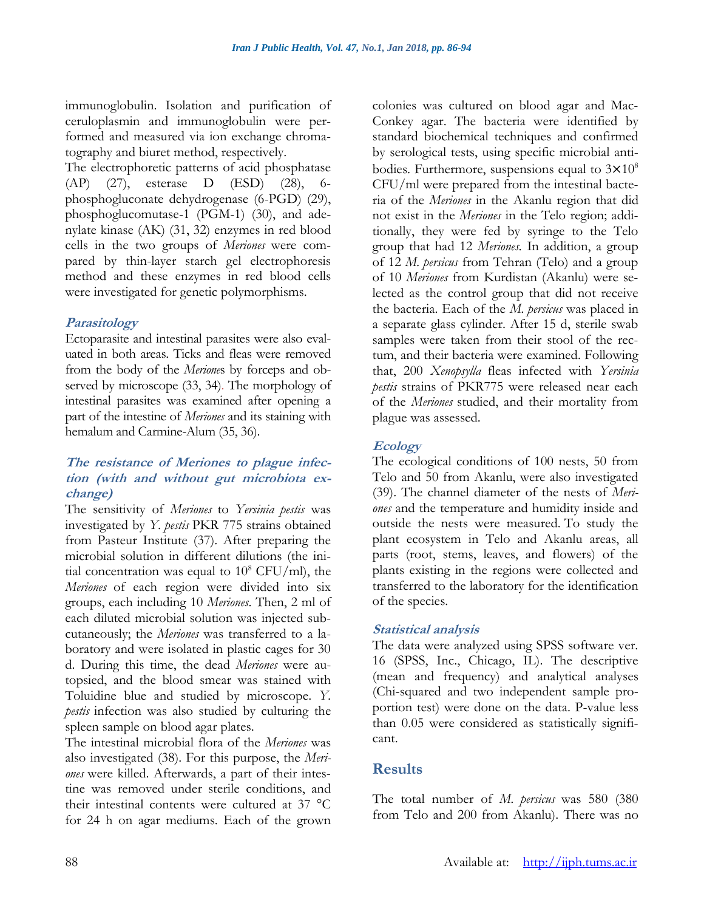immunoglobulin. Isolation and purification of ceruloplasmin and immunoglobulin were performed and measured via ion exchange chromatography and biuret method, respectively.

The electrophoretic patterns of acid phosphatase (AP) (27), esterase D (ESD) (28), 6-phosphogluconate dehydrogenase (6-PGD) (29), phosphoglucomutase-1 (PGM-1) (30), and adenylate kinase (AK) (31, 32) enzymes in red blood cells in the two groups of *Meriones* were compared by thin-layer starch gel electrophoresis method and these enzymes in red blood cells were investigated for genetic polymorphisms.

### *Parasitology*

Ectoparasite and intestinal parasites were also evaluated in both areas. Ticks and fleas were removed from the body of the *Meriones* by forceps and observed by microscope (33, 34). The morphology of intestinal parasites was examined after opening a part of the intestine of *Meriones* and its staining with hemalum and Carmine-Alum (35, 36).

### *The resistance of Meriones to plague infection (with and without gut microbiota exchange)*

The sensitivity of *Meriones* to *Yersinia pestis* was investigated by *Y. pestis* PKR 775 strains obtained from Pasteur Institute (37). After preparing the microbial solution in different dilutions (the initial concentration was equal to $10^8$ CFU/ml), the *Meriones* of each region were divided into six groups, each including 10 *Meriones*. Then, 2 ml of each diluted microbial solution was injected subcutaneously; the *Meriones* was transferred to a laboratory and were isolated in plastic cages for 30 d. During this time, the dead *Meriones* were autopsied, and the blood smear was stained with Toluidine blue and studied by microscope. *Y. pestis* infection was also studied by culturing the spleen sample on blood agar plates.

The intestinal microbial flora of the *Meriones* was also investigated (38). For this purpose, the *Meriones* were killed. Afterwards, a part of their intestine was removed under sterile conditions, and their intestinal contents were cultured at 37 °C for 24 h on agar mediums. Each of the grown colonies was cultured on blood agar and MacConkey agar. The bacteria were identified by standard biochemical techniques and confirmed by serological tests, using specific microbial antibodies. Furthermore, suspensions equal to $3\times10^8$ CFU/ml were prepared from the intestinal bacteria of the *Meriones* in the Akanlu region that did not exist in the *Meriones* in the Telo region; additionally, they were fed by syringe to the Telo group that had 12 *Meriones*. In addition, a group of 12 *M. persicus* from Tehran (Telo) and a group of 10 *Meriones* from Kurdistan (Akanlu) were selected as the control group that did not receive the bacteria. Each of the *M. persicus* was placed in a separate glass cylinder. After 15 d, sterile swab samples were taken from their stool of the rectum, and their bacteria were examined. Following that, 200 *Xenopsylla* fleas infected with *Yersinia pestis* strains of PKR775 were released near each of the *Meriones* studied, and their mortality from plague was assessed.

### *Ecology*

The ecological conditions of 100 nests, 50 from Telo and 50 from Akanlu, were also investigated (39). The channel diameter of the nests of *Meriones* and the temperature and humidity inside and outside the nests were measured. To study the plant ecosystem in Telo and Akanlu areas, all parts (root, stems, leaves, and flowers) of the plants existing in the regions were collected and transferred to the laboratory for the identification of the species.

### *Statistical analysis*

The data were analyzed using SPSS software ver. 16 (SPSS, Inc., Chicago, IL). The descriptive (mean and frequency) and analytical analyses (Chi-squared and two independent sample proportion test) were done on the data. P-value less than 0.05 were considered as statistically significant.

## Results

The total number of *M. persicus* was 580 (380 from Telo and 200 from Akanlu). There was no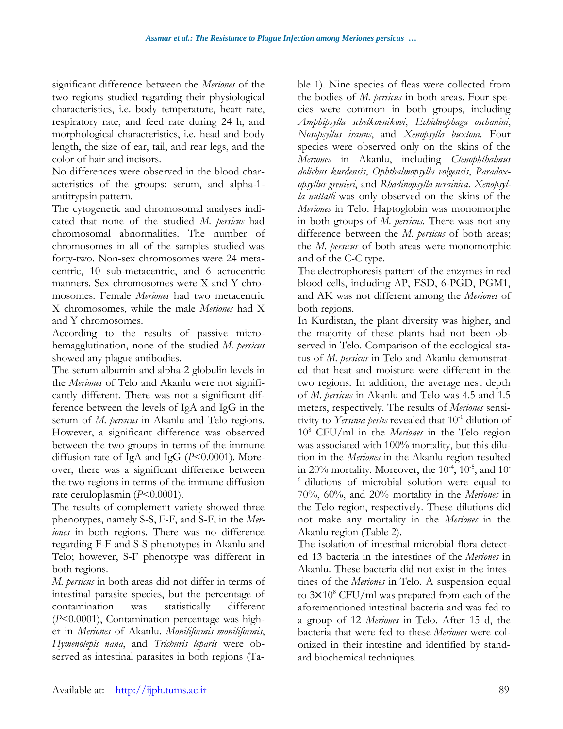significant difference between the *Meriones* of the two regions studied regarding their physiological characteristics, i.e. body temperature, heart rate, respiratory rate, and feed rate during 24 h, and morphological characteristics, i.e. head and body length, the size of ear, tail, and rear legs, and the color of hair and incisors.

No differences were observed in the blood characteristics of the groups: serum, and alpha-1-antitrypsin pattern.

The cytogenetic and chromosomal analyses indicated that none of the studied *M. persicus* had chromosomal abnormalities. The number of chromosomes in all of the samples studied was forty-two. Non-sex chromosomes were 24 metacentric, 10 sub-metacentric, and 6 acrocentric manners. Sex chromosomes were X and Y chromosomes. Female *Meriones* had two metacentric X chromosomes, while the male *Meriones* had X and Y chromosomes.

According to the results of passive microhemagglutination, none of the studied *M. persicus* showed any plague antibodies.

The serum albumin and alpha-2 globulin levels in the *Meriones* of Telo and Akanlu were not significantly different. There was not a significant difference between the levels of IgA and IgG in the serum of *M. persicus* in Akanlu and Telo regions. However, a significant difference was observed between the two groups in terms of the immune diffusion rate of IgA and IgG ($P<0.0001$). Moreover, there was a significant difference between the two regions in terms of the immune diffusion rate ceruloplasmin ($P<0.0001$).

The results of complement variety showed three phenotypes, namely S-S, F-F, and S-F, in the *Meriones* in both regions. There was no difference regarding F-F and S-S phenotypes in Akanlu and Telo; however, S-F phenotype was different in both regions.

*M. persicus* in both areas did not differ in terms of intestinal parasite species, but the percentage of contamination was statistically different ($P<0.0001$), Contamination percentage was higher in *Meriones* of Akanlu. *Moniliformis moniliformis*, *Hymenolepis nana*, and *Trichuris leparis* were observed as intestinal parasites in both regions (Table 1). Nine species of fleas were collected from the bodies of *M. persicus* in both areas. Four species were common in both groups, including *Amphipsylla schelkovnikovi*, *Echidnophaga oschanini*, *Nosopsyllus iranus*, and *Xenopsylla buxtoni*. Four species were observed only on the skins of the *Meriones* in Akanlu, including *Ctenophthalmus dolichus kurdensis*, *Ophthalmopsylla volgensis*, *Paradoxopsyllus grenieri*, and *Rhadinopsylla ucrainica*. *Xenopsylla nuttalli* was only observed on the skins of the *Meriones* in Telo. Haptoglobin was monomorphe in both groups of *M. persicus*. There was not any difference between the *M. persicus* of both areas; the *M. persicus* of both areas were monomorphic and of the C-C type.

The electrophoresis pattern of the enzymes in red blood cells, including AP, ESD, 6-PGD, PGM1, and AK was not different among the *Meriones* of both regions.

In Kurdistan, the plant diversity was higher, and the majority of these plants had not been observed in Telo. Comparison of the ecological status of *M. persicus* in Telo and Akanlu demonstrated that heat and moisture were different in the two regions. In addition, the average nest depth of *M. persicus* in Akanlu and Telo was 4.5 and 1.5 meters, respectively. The results of *Meriones* sensitivity to *Yersinia pestis* revealed that $10^{-1}$ dilution of $10^{8}$ CFU/ml in the *Meriones* in the Telo region was associated with 100% mortality, but this dilution in the *Meriones* in the Akanlu region resulted in 20% mortality. Moreover, the $10^{-4}$, $10^{-5}$, and $10^{-6}$ dilutions of microbial solution were equal to 70%, 60%, and 20% mortality in the *Meriones* in the Telo region, respectively. These dilutions did not make any mortality in the *Meriones* in the Akanlu region (Table 2).

The isolation of intestinal microbial flora detected 13 bacteria in the intestines of the *Meriones* in Akanlu. These bacteria did not exist in the intestines of the *Meriones* in Telo. A suspension equal to $3\times10^{8}$ CFU/ml was prepared from each of the aforementioned intestinal bacteria and was fed to a group of 12 *Meriones* in Telo. After 15 d, the bacteria that were fed to these *Meriones* were colonized in their intestine and identified by standard biochemical techniques.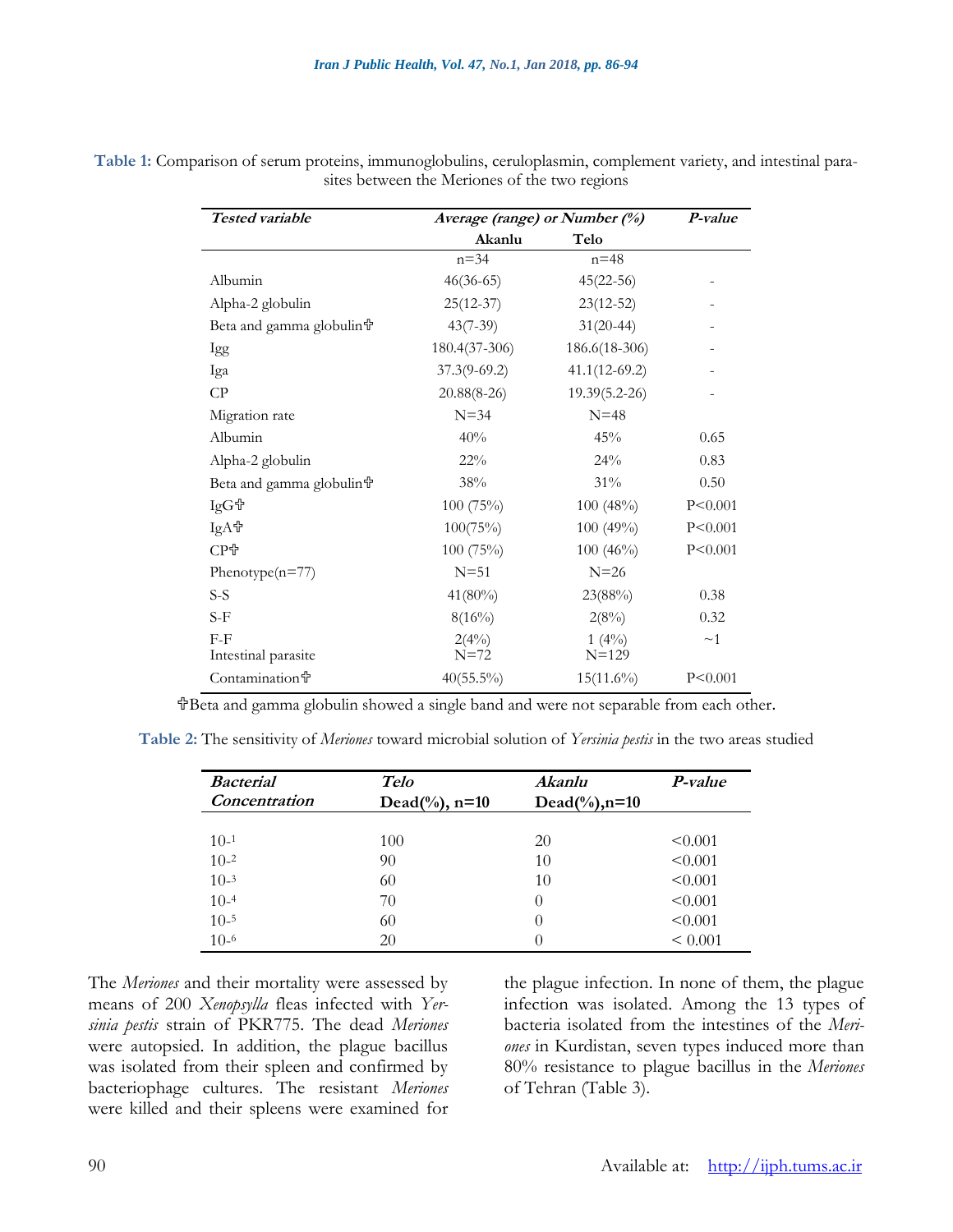**Table 1:** Comparison of serum proteins, immunoglobulins, ceruloplasmin, complement variety, and intestinal parasites between the Meriones of the two regions

| *Tested variable* | *Average (range) or Number (%)* | | *P-value* |
|---|---|---|---|
| | **Akanlu** | **Telo** | |
| | n=34 | n=48 | |
| Albumin | 46(36-65) | 45(22-56) | - |
| Alpha-2 globulin | 25(12-37) | 23(12-52) | - |
| Beta and gamma globulin♰ | 43(7-39) | 31(20-44) | - |
| Igg | 180.4(37-306) | 186.6(18-306) | - |
| Iga | 37.3(9-69.2) | 41.1(12-69.2) | - |
| CP | 20.88(8-26) | 19.39(5.2-26) | - |
| Migration rate | N=34 | N=48 | |
| Albumin | 40% | 45% | 0.65 |
| Alpha-2 globulin | 22% | 24% | 0.83 |
| Beta and gamma globulin♰ | 38% | 31% | 0.50 |
| IgG♰ | 100 (75%) | 100 (48%) | P<0.001 |
| IgA♰ | 100(75%) | 100 (49%) | P<0.001 |
| CP♰ | 100 (75%) | 100 (46%) | P<0.001 |
| Phenotype(n=77) | N=51 | N=26 | |
| S-S | 41(80%) | 23(88%) | 0.38 |
| S-F | 8(16%) | 2(8%) | 0.32 |
| F-F | 2(4%) | 1 (4%) | ~1 |
| Intestinal parasite | N=72 | N=129 | |
| Contamination♰ | 40(55.5%) | 15(11.6%) | P<0.001 |

♰Beta and gamma globulin showed a single band and were not separable from each other.

**Table 2:** The sensitivity of *Meriones* toward microbial solution of *Yersinia pestis* in the two areas studied

| *Bacterial Concentration* | *Telo* Dead(%), n=10 | *Akanlu* Dead(%),n=10 | *P-value* |
|---|---|---|---|
| $10^{-1}$ | 100 | 20 | <0.001 |
| $10^{-2}$ | 90 | 10 | <0.001 |
| $10^{-3}$ | 60 | 10 | <0.001 |
| $10^{-4}$ | 70 | 0 | <0.001 |
| $10^{-5}$ | 60 | 0 | <0.001 |
| $10^{-6}$ | 20 | 0 | < 0.001 |

The *Meriones* and their mortality were assessed by means of 200 *Xenopsylla* fleas infected with *Yersinia pestis* strain of PKR775. The dead *Meriones* were autopsied. In addition, the plague bacillus was isolated from their spleen and confirmed by bacteriophage cultures. The resistant *Meriones* were killed and their spleens were examined for the plague infection. In none of them, the plague infection was isolated. Among the 13 types of bacteria isolated from the intestines of the *Meriones* in Kurdistan, seven types induced more than 80% resistance to plague bacillus in the *Meriones* of Tehran (Table 3).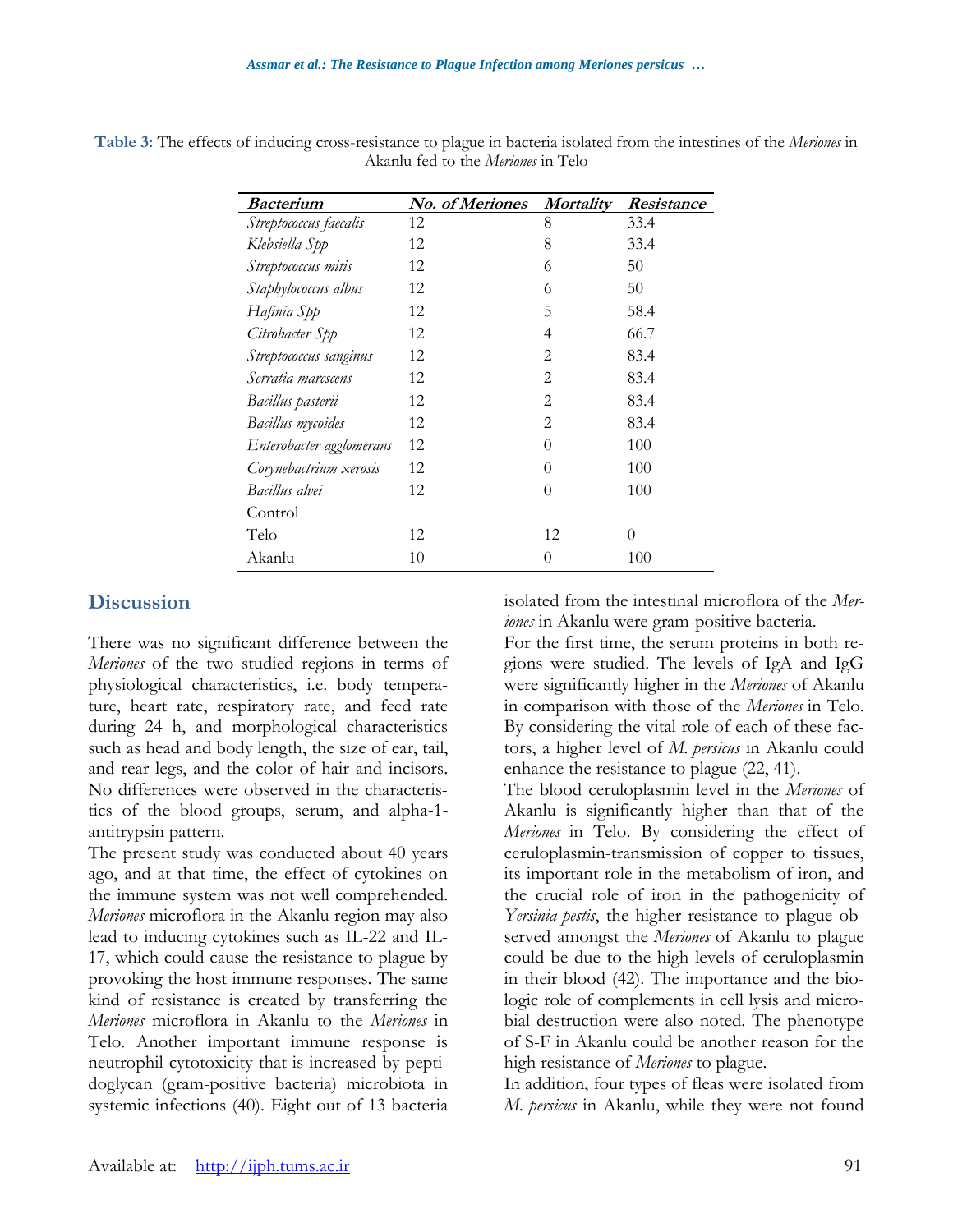**Table 3:** The effects of inducing cross-resistance to plague in bacteria isolated from the intestines of the *Meriones* in Akanlu fed to the *Meriones* in Telo

| ***Bacterium*** | ***No. of Meriones*** | ***Mortality*** | ***Resistance*** |
|---|---|---|---|
| *Streptococcus faecalis* | 12 | 8 | 33.4 |
| *Klebsiella Spp* | 12 | 8 | 33.4 |
| *Streptococcus mitis* | 12 | 6 | 50 |
| *Staphylococcus albus* | 12 | 6 | 50 |
| *Hafinia Spp* | 12 | 5 | 58.4 |
| *Citrobacter Spp* | 12 | 4 | 66.7 |
| *Streptococcus sanginus* | 12 | 2 | 83.4 |
| *Serratia marcscens* | 12 | 2 | 83.4 |
| *Bacillus pasterii* | 12 | 2 | 83.4 |
| *Bacillus mycoides* | 12 | 2 | 83.4 |
| *Enterobacter agglomerans* | 12 | 0 | 100 |
| *Corynebactrium xerosis* | 12 | 0 | 100 |
| *Bacillus alvei* | 12 | 0 | 100 |
| Control | | | |
| Telo | 12 | 12 | 0 |
| Akanlu | 10 | 0 | 100 |

## Discussion

There was no significant difference between the *Meriones* of the two studied regions in terms of physiological characteristics, i.e. body temperature, heart rate, respiratory rate, and feed rate during 24 h, and morphological characteristics such as head and body length, the size of ear, tail, and rear legs, and the color of hair and incisors. No differences were observed in the characteristics of the blood groups, serum, and alpha-1-antitrypsin pattern.

The present study was conducted about 40 years ago, and at that time, the effect of cytokines on the immune system was not well comprehended. *Meriones* microflora in the Akanlu region may also lead to inducing cytokines such as IL-22 and IL-17, which could cause the resistance to plague by provoking the host immune responses. The same kind of resistance is created by transferring the *Meriones* microflora in Akanlu to the *Meriones* in Telo. Another important immune response is neutrophil cytotoxicity that is increased by peptidoglycan (gram-positive bacteria) microbiota in systemic infections (40). Eight out of 13 bacteria isolated from the intestinal microflora of the *Meriones* in Akanlu were gram-positive bacteria.

For the first time, the serum proteins in both regions were studied. The levels of IgA and IgG were significantly higher in the *Meriones* of Akanlu in comparison with those of the *Meriones* in Telo. By considering the vital role of each of these factors, a higher level of *M. persicus* in Akanlu could enhance the resistance to plague (22, 41).

The blood ceruloplasmin level in the *Meriones* of Akanlu is significantly higher than that of the *Meriones* in Telo. By considering the effect of ceruloplasmin-transmission of copper to tissues, its important role in the metabolism of iron, and the crucial role of iron in the pathogenicity of *Yersinia pestis*, the higher resistance to plague observed amongst the *Meriones* of Akanlu to plague could be due to the high levels of ceruloplasmin in their blood (42). The importance and the biologic role of complements in cell lysis and microbial destruction were also noted. The phenotype of S-F in Akanlu could be another reason for the high resistance of *Meriones* to plague.

In addition, four types of fleas were isolated from *M. persicus* in Akanlu, while they were not found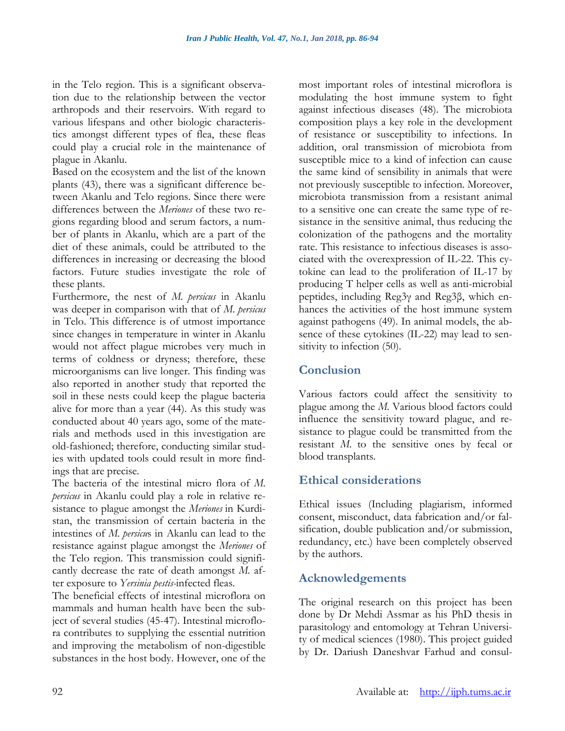in the Telo region. This is a significant observation due to the relationship between the vector arthropods and their reservoirs. With regard to various lifespans and other biologic characteristics amongst different types of flea, these fleas could play a crucial role in the maintenance of plague in Akanlu.

Based on the ecosystem and the list of the known plants (43), there was a significant difference between Akanlu and Telo regions. Since there were differences between the *Meriones* of these two regions regarding blood and serum factors, a number of plants in Akanlu, which are a part of the diet of these animals, could be attributed to the differences in increasing or decreasing the blood factors. Future studies investigate the role of these plants.

Furthermore, the nest of *M. persicus* in Akanlu was deeper in comparison with that of *M. persicus* in Telo. This difference is of utmost importance since changes in temperature in winter in Akanlu would not affect plague microbes very much in terms of coldness or dryness; therefore, these microorganisms can live longer. This finding was also reported in another study that reported the soil in these nests could keep the plague bacteria alive for more than a year (44). As this study was conducted about 40 years ago, some of the materials and methods used in this investigation are old-fashioned; therefore, conducting similar studies with updated tools could result in more findings that are precise.

The bacteria of the intestinal micro flora of *M. persicus* in Akanlu could play a role in relative resistance to plague amongst the *Meriones* in Kurdistan, the transmission of certain bacteria in the intestines of *M. persicu*s in Akanlu can lead to the resistance against plague amongst the *Meriones* of the Telo region. This transmission could significantly decrease the rate of death amongst *M.* after exposure to *Yersinia pestis*-infected fleas.

The beneficial effects of intestinal microflora on mammals and human health have been the subject of several studies (45-47). Intestinal microflora contributes to supplying the essential nutrition and improving the metabolism of non-digestible substances in the host body. However, one of the most important roles of intestinal microflora is modulating the host immune system to fight against infectious diseases (48). The microbiota composition plays a key role in the development of resistance or susceptibility to infections. In addition, oral transmission of microbiota from susceptible mice to a kind of infection can cause the same kind of sensibility in animals that were not previously susceptible to infection. Moreover, microbiota transmission from a resistant animal to a sensitive one can create the same type of resistance in the sensitive animal, thus reducing the colonization of the pathogens and the mortality rate. This resistance to infectious diseases is associated with the overexpression of IL-22. This cytokine can lead to the proliferation of IL-17 by producing T helper cells as well as anti-microbial peptides, including Reg3γ and Reg3β, which enhances the activities of the host immune system against pathogens (49). In animal models, the absence of these cytokines (IL-22) may lead to sensitivity to infection (50).

## Conclusion

Various factors could affect the sensitivity to plague among the *M.* Various blood factors could influence the sensitivity toward plague, and resistance to plague could be transmitted from the resistant *M.* to the sensitive ones by fecal or blood transplants.

## Ethical considerations

Ethical issues (Including plagiarism, informed consent, misconduct, data fabrication and/or falsification, double publication and/or submission, redundancy, etc.) have been completely observed by the authors.

## Acknowledgements

The original research on this project has been done by Dr Mehdi Assmar as his PhD thesis in parasitology and entomology at Tehran University of medical sciences (1980). This project guided by Dr. Dariush Daneshvar Farhud and consul-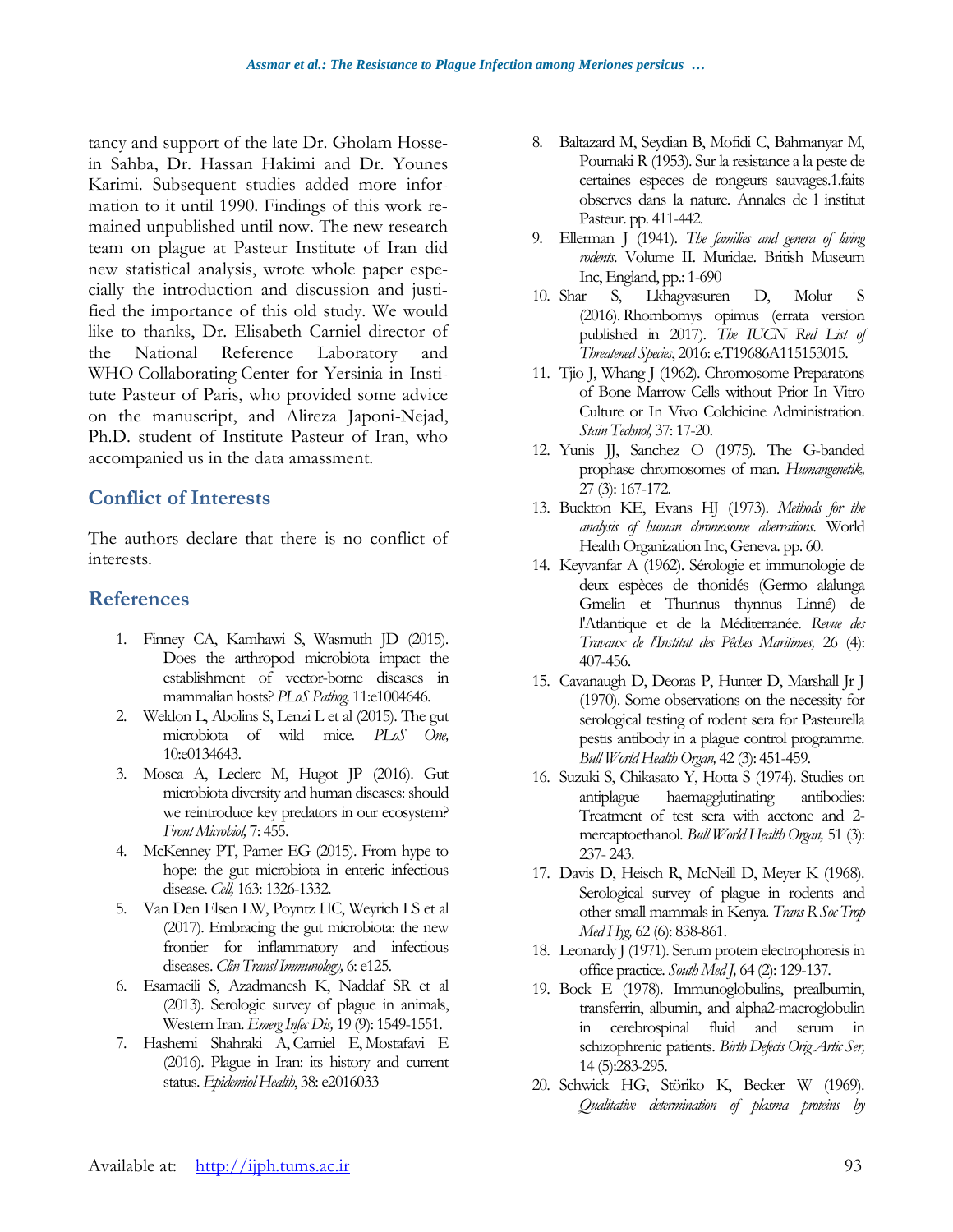tancy and support of the late Dr. Gholam Hossein Sahba, Dr. Hassan Hakimi and Dr. Younes Karimi. Subsequent studies added more information to it until 1990. Findings of this work remained unpublished until now. The new research team on plague at Pasteur Institute of Iran did new statistical analysis, wrote whole paper especially the introduction and discussion and justified the importance of this old study. We would like to thanks, Dr. Elisabeth Carniel director of the National Reference Laboratory and WHO Collaborating Center for Yersinia in Institute Pasteur of Paris, who provided some advice on the manuscript, and Alireza Japoni-Nejad, Ph.D. student of Institute Pasteur of Iran, who accompanied us in the data amassment.

## Conflict of Interests

The authors declare that there is no conflict of interests.

## References

1. Finney CA, Kamhawi S, Wasmuth JD (2015). Does the arthropod microbiota impact the establishment of vector-borne diseases in mammalian hosts? *PLoS Pathog,* 11:e1004646.
2. Weldon L, Abolins S, Lenzi L et al (2015). The gut microbiota of wild mice. *PLoS One,* 10:e0134643.
3. Mosca A, Leclerc M, Hugot JP (2016). Gut microbiota diversity and human diseases: should we reintroduce key predators in our ecosystem? *Front Microbiol,* 7: 455.
4. McKenney PT, Pamer EG (2015). From hype to hope: the gut microbiota in enteric infectious disease. *Cell,* 163: 1326-1332.
5. Van Den Elsen LW, Poyntz HC, Weyrich LS et al (2017). Embracing the gut microbiota: the new frontier for inflammatory and infectious diseases. *Clin Transl Immunology,* 6: e125.
6. Esmaeili S, Azadmanesh K, Naddaf SR et al (2013). Serologic survey of plague in animals, Western Iran. *Emerg Infec Dis,* 19 (9): 1549-1551.
7. Hashemi Shahraki A, Carniel E, Mostafavi E (2016). Plague in Iran: its history and current status. *Epidemiol Health*, 38: e2016033
8. Baltazard M, Seydian B, Mofidi C, Bahmanyar M, Pournaki R (1953). Sur la resistance a la peste de certaines especes de rongeurs sauvages.1.faits observes dans la nature. Annales de l institut Pasteur. pp. 411-442.
9. Ellerman J (1941). *The families and genera of living rodents*. Volume II. Muridae. British Museum Inc, England, pp.: 1-690
10. Shar S, Lkhagvasuren D, Molur S (2016). Rhombomys opimus (errata version published in 2017). *The IUCN Red List of Threatened Species*, 2016: e.T19686A115153015.
11. Tjio J, Whang J (1962). Chromosome Preparatons of Bone Marrow Cells without Prior In Vitro Culture or In Vivo Colchicine Administration. *Stain Technol,* 37: 17-20.
12. Yunis JJ, Sanchez O (1975). The G-banded prophase chromosomes of man. *Humangenetik,* 27 (3): 167-172.
13. Buckton KE, Evans HJ (1973). *Methods for the analysis of human chromosome aberrations*. World Health Organization Inc, Geneva. pp. 60.
14. Keyvanfar A (1962). Sérologie et immunologie de deux espèces de thonidés (Germo alalunga Gmelin et Thunnus thynnus Linné) de l'Atlantique et de la Méditerranée. *Revue des Travaux de l'Institut des Pêches Maritimes,* 26 (4): 407-456.
15. Cavanaugh D, Deoras P, Hunter D, Marshall Jr J (1970). Some observations on the necessity for serological testing of rodent sera for Pasteurella pestis antibody in a plague control programme. *Bull World Health Organ,* 42 (3): 451-459.
16. Suzuki S, Chikasato Y, Hotta S (1974). Studies on antiplague haemagglutinating antibodies: Treatment of test sera with acetone and 2-mercaptoethanol. *Bull World Health Organ,* 51 (3): 237- 243.
17. Davis D, Heisch R, McNeill D, Meyer K (1968). Serological survey of plague in rodents and other small mammals in Kenya. *Trans R Soc Trop Med Hyg,* 62 (6): 838-861.
18. Leonardy J (1971). Serum protein electrophoresis in office practice. *South Med J,* 64 (2): 129-137.
19. Bock E (1978). Immunoglobulins, prealbumin, transferrin, albumin, and alpha2-macroglobulin in cerebrospinal fluid and serum in schizophrenic patients. *Birth Defects Orig Artic Ser,* 14 (5):283-295.
20. Schwick HG, Störiko K, Becker W (1969). *Qualitative determination of plasma proteins by*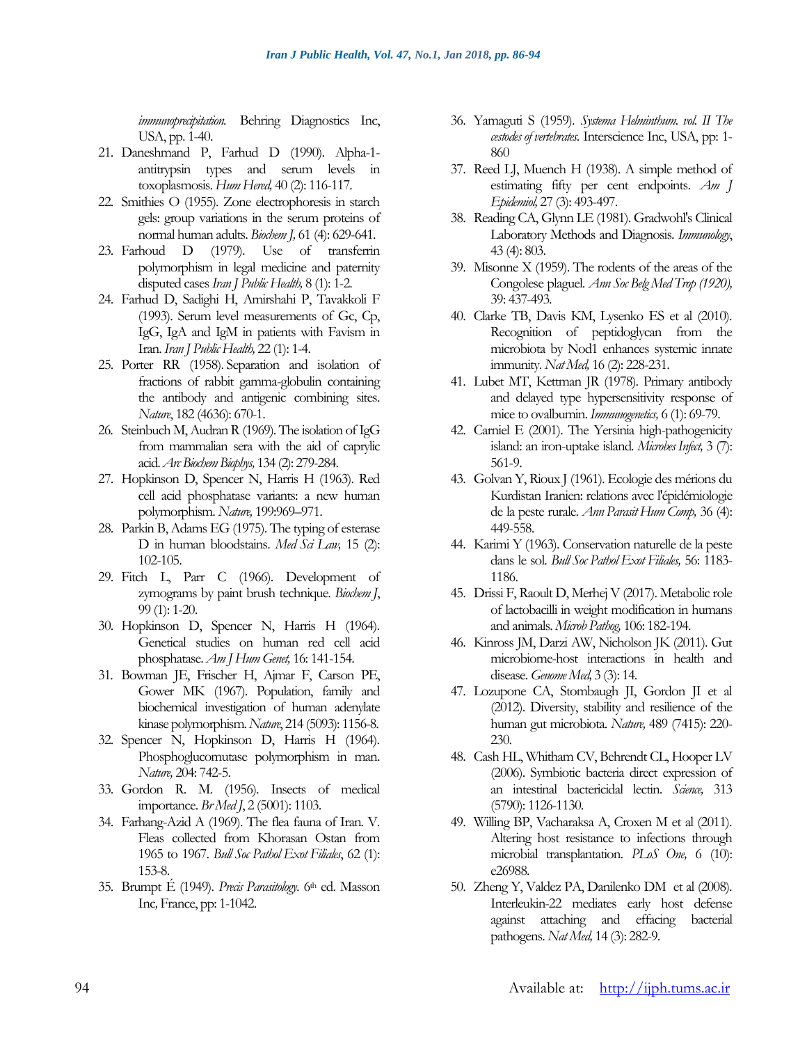*immunoprecipitation*. Behring Diagnostics Inc, USA, pp. 1-40.

21. Daneshmand P, Farhud D (1990). Alpha-1-antitrypsin types and serum levels in toxoplasmosis. *Hum Hered,* 40 (2): 116-117.
22. Smithies O (1955). Zone electrophoresis in starch gels: group variations in the serum proteins of normal human adults. *Biochem J,* 61 (4): 629-641.
23. Farhoud D (1979). Use of transferrin polymorphism in legal medicine and paternity disputed cases *Iran J Public Health,* 8 (1): 1-2.
24. Farhud D, Sadighi H, Amirshahi P, Tavakkoli F (1993). Serum level measurements of Gc, Cp, IgG, IgA and IgM in patients with Favism in Iran. *Iran J Public Health,* 22 (1): 1-4.
25. Porter RR (1958). Separation and isolation of fractions of rabbit gamma-globulin containing the antibody and antigenic combining sites. *Nature*, 182 (4636): 670-1.
26. Steinbuch M, Audran R (1969). The isolation of IgG from mammalian sera with the aid of caprylic acid. *Arc Biochem Biophys,* 134 (2): 279-284.
27. Hopkinson D, Spencer N, Harris H (1963). Red cell acid phosphatase variants: a new human polymorphism. *Nature,* 199:969–971.
28. Parkin B, Adams EG (1975). The typing of esterase D in human bloodstains. *Med Sci Law,* 15 (2): 102-105.
29. Fitch L, Parr C (1966). Development of zymograms by paint brush technique. *Biochem J*, 99 (1): 1-20.
30. Hopkinson D, Spencer N, Harris H (1964). Genetical studies on human red cell acid phosphatase. *Am J Hum Genet,* 16: 141-154.
31. Bowman JE, Frischer H, Ajmar F, Carson PE, Gower MK (1967). Population, family and biochemical investigation of human adenylate kinase polymorphism. *Nature*, 214 (5093): 1156-8.
32. Spencer N, Hopkinson D, Harris H (1964). Phosphoglucomutase polymorphism in man. *Nature,* 204: 742-5.
33. Gordon R. M. (1956). Insects of medical importance. *Br Med J*, 2 (5001): 1103.
34. Farhang-Azid A (1969). The flea fauna of Iran. V. Fleas collected from Khorasan Ostan from 1965 to 1967. *Bull Soc Pathol Exot Filiales*, 62 (1): 153-8.
35. Brumpt É (1949). *Precis Parasitology.* 6th ed. Masson Inc, France, pp: 1-1042.
36. Yamaguti S (1959). *Systema Helminthum. vol. II The cestodes of vertebrates.* Interscience Inc, USA, pp: 1-860
37. Reed LJ, Muench H (1938). A simple method of estimating fifty per cent endpoints. *Am J Epidemiol,* 27 (3): 493-497.
38. Reading CA, Glynn LE (1981). Gradwohl's Clinical Laboratory Methods and Diagnosis. *Immunology*, 43 (4): 803.
39. Misonne X (1959). The rodents of the areas of the Congolese plaguel. *Ann Soc Belg Med Trop (1920),* 39: 437-493.
40. Clarke TB, Davis KM, Lysenko ES et al (2010). Recognition of peptidoglycan from the microbiota by Nod1 enhances systemic innate immunity. *Nat Med,* 16 (2): 228-231.
41. Lubet MT, Kettman JR (1978). Primary antibody and delayed type hypersensitivity response of mice to ovalbumin. *Immunogenetics,* 6 (1): 69-79.
42. Carniel E (2001). The Yersinia high-pathogenicity island: an iron-uptake island. *Microbes Infect,* 3 (7): 561-9.
43. Golvan Y, Rioux J (1961). Ecologie des mérions du Kurdistan Iranien: relations avec l'épidémiologie de la peste rurale. *Ann Parasit Hum Comp,* 36 (4): 449-558.
44. Karimi Y (1963). Conservation naturelle de la peste dans le sol. *Bull Soc Pathol Exot Filiales,* 56: 1183-1186.
45. Drissi F, Raoult D, Merhej V (2017). Metabolic role of lactobacilli in weight modification in humans and animals. *Microb Pathog,* 106: 182-194.
46. Kinross JM, Darzi AW, Nicholson JK (2011). Gut microbiome-host interactions in health and disease. *Genome Med,* 3 (3): 14.
47. Lozupone CA, Stombaugh JI, Gordon JI et al (2012). Diversity, stability and resilience of the human gut microbiota. *Nature,* 489 (7415): 220-230.
48. Cash HL, Whitham CV, Behrendt CL, Hooper LV (2006). Symbiotic bacteria direct expression of an intestinal bactericidal lectin. *Science,* 313 (5790): 1126-1130.
49. Willing BP, Vacharaksa A, Croxen M et al (2011). Altering host resistance to infections through microbial transplantation. *PLoS One,* 6 (10): e26988.
50. Zheng Y, Valdez PA, Danilenko DM et al (2008). Interleukin-22 mediates early host defense against attaching and effacing bacterial pathogens. *Nat Med,* 14 (3): 282-9.